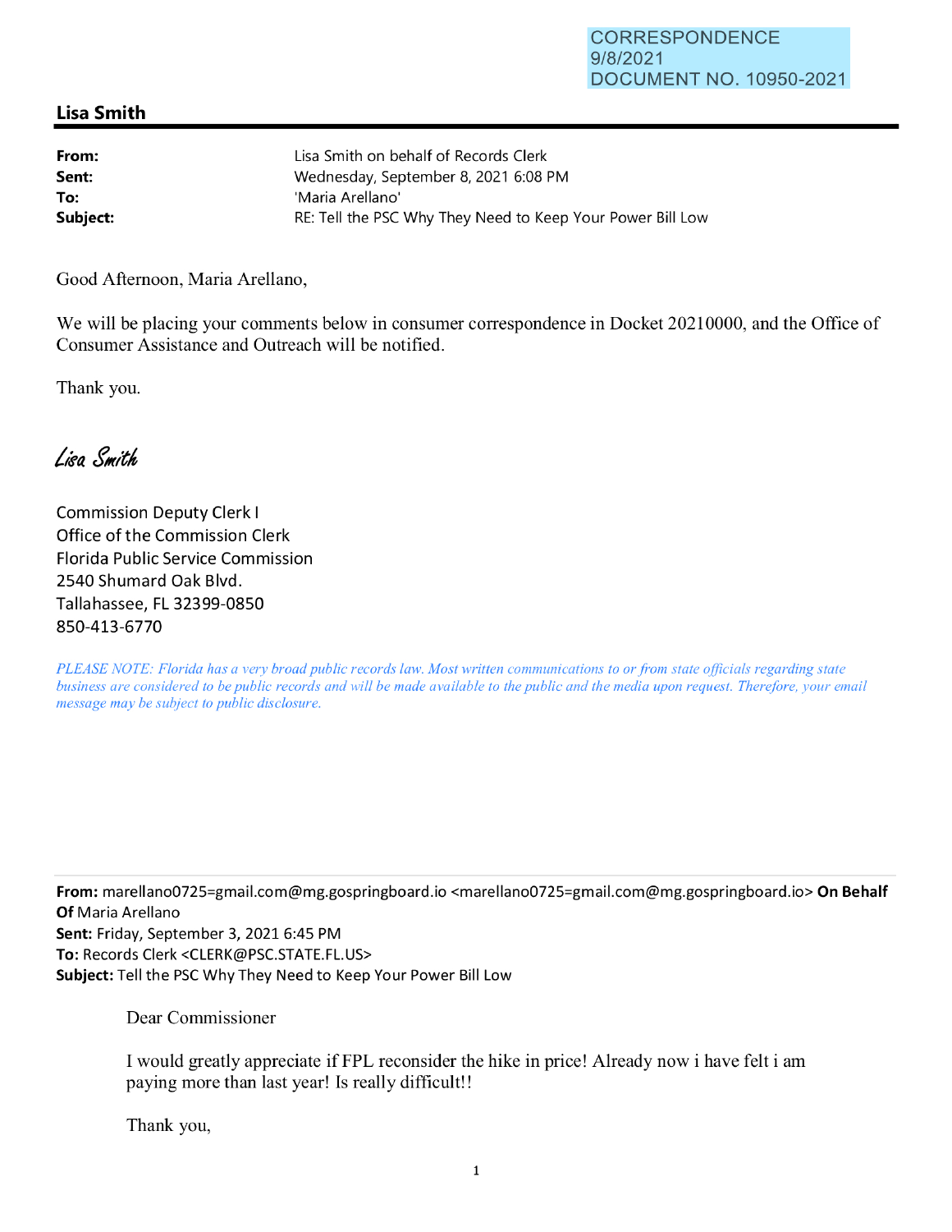CORRESPONDENCE
9/8/2021
DOCUMENT NO. 10950-2021

## Lisa Smith

**From:** Lisa Smith on behalf of Records Clerk
**Sent:** Wednesday, September 8, 2021 6:08 PM
**To:** 'Maria Arellano'
**Subject:** RE: Tell the PSC Why They Need to Keep Your Power Bill Low

Good Afternoon, Maria Arellano,

We will be placing your comments below in consumer correspondence in Docket 20210000, and the Office of Consumer Assistance and Outreach will be notified.

Thank you.

*Lisa Smith*

Commission Deputy Clerk I
Office of the Commission Clerk
Florida Public Service Commission
2540 Shumard Oak Blvd.
Tallahassee, FL 32399-0850
850-413-6770

*PLEASE NOTE: Florida has a very broad public records law. Most written communications to or from state officials regarding state business are considered to be public records and will be made available to the public and the media upon request. Therefore, your email message may be subject to public disclosure.*

---

**From:** marellano0725=gmail.com@mg.gospringboard.io <marellano0725=gmail.com@mg.gospringboard.io> **On Behalf Of** Maria Arellano
**Sent:** Friday, September 3, 2021 6:45 PM
**To:** Records Clerk <CLERK@PSC.STATE.FL.US>
**Subject:** Tell the PSC Why They Need to Keep Your Power Bill Low

Dear Commissioner

I would greatly appreciate if FPL reconsider the hike in price! Already now i have felt i am paying more than last year! Is really difficult!!

Thank you,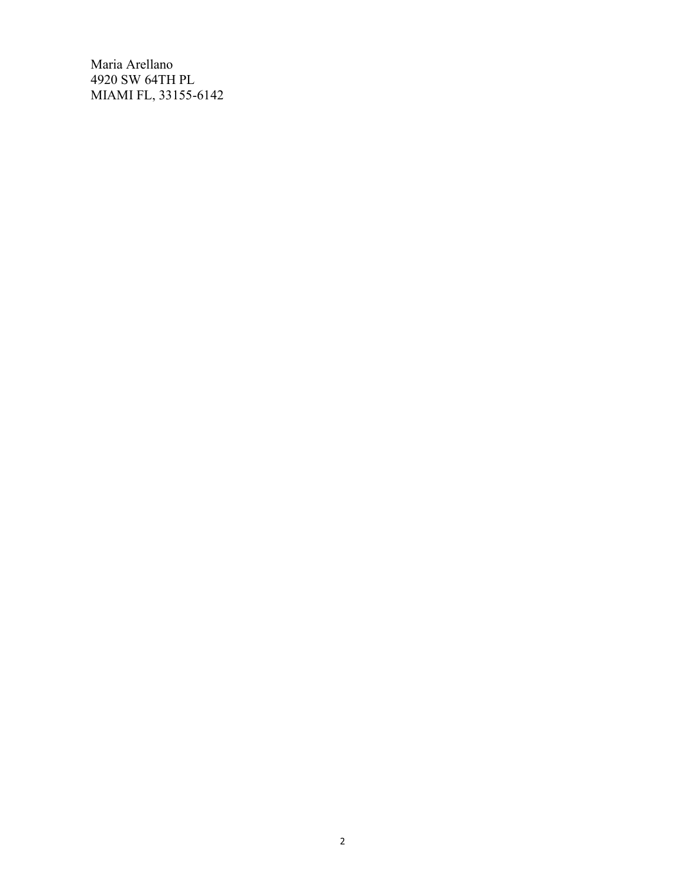Maria Arellano
4920 SW 64TH PL
MIAMI FL, 33155-6142